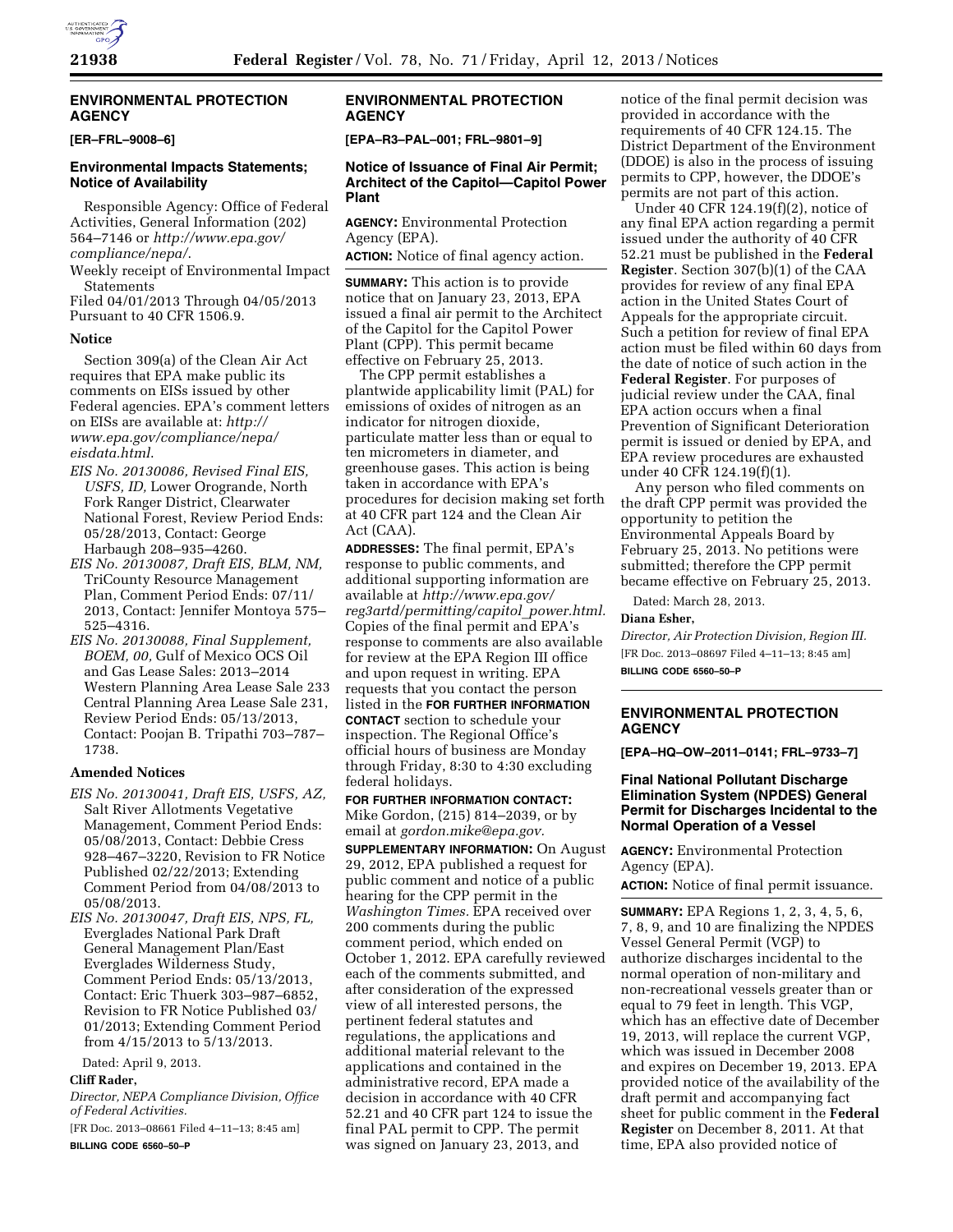## ENVIRONMENTAL PROTECTION AGENCY

**[ER–FRL–9008–6]**

### Environmental Impacts Statements; Notice of Availability

Responsible Agency: Office of Federal Activities, General Information (202) 564–7146 or *http://www.epa.gov/compliance/nepa/*.

Weekly receipt of Environmental Impact Statements

Filed 04/01/2013 Through 04/05/2013 Pursuant to 40 CFR 1506.9.

#### Notice

Section 309(a) of the Clean Air Act requires that EPA make public its comments on EISs issued by other Federal agencies. EPA's comment letters on EISs are available at: *http://www.epa.gov/compliance/nepa/eisdata.html*.

*EIS No. 20130086, Revised Final EIS, USFS, ID,* Lower Orogrande, North Fork Ranger District, Clearwater National Forest, Review Period Ends: 05/28/2013, Contact: George Harbaugh 208–935–4260.

*EIS No. 20130087, Draft EIS, BLM, NM,* TriCounty Resource Management Plan, Comment Period Ends: 07/11/2013, Contact: Jennifer Montoya 575–525–4316.

*EIS No. 20130088, Final Supplement, BOEM, 00,* Gulf of Mexico OCS Oil and Gas Lease Sales: 2013–2014 Western Planning Area Lease Sale 233 Central Planning Area Lease Sale 231, Review Period Ends: 05/13/2013, Contact: Poojan B. Tripathi 703–787–1738.

#### Amended Notices

*EIS No. 20130041, Draft EIS, USFS, AZ,* Salt River Allotments Vegetative Management, Comment Period Ends: 05/08/2013, Contact: Debbie Cress 928–467–3220, Revision to FR Notice Published 02/22/2013; Extending Comment Period from 04/08/2013 to 05/08/2013.

*EIS No. 20130047, Draft EIS, NPS, FL,* Everglades National Park Draft General Management Plan/East Everglades Wilderness Study, Comment Period Ends: 05/13/2013, Contact: Eric Thuerk 303–987–6852, Revision to FR Notice Published 03/01/2013; Extending Comment Period from 4/15/2013 to 5/13/2013.

Dated: April 9, 2013.

**Cliff Rader,**

*Director, NEPA Compliance Division, Office of Federal Activities.*

[FR Doc. 2013–08661 Filed 4–11–13; 8:45 am]

**BILLING CODE 6560–50–P**

## ENVIRONMENTAL PROTECTION AGENCY

**[EPA–R3–PAL–001; FRL–9801–9]**

### Notice of Issuance of Final Air Permit; Architect of the Capitol—Capitol Power Plant

**AGENCY:** Environmental Protection Agency (EPA).

**ACTION:** Notice of final agency action.

**SUMMARY:** This action is to provide notice that on January 23, 2013, EPA issued a final air permit to the Architect of the Capitol for the Capitol Power Plant (CPP). This permit became effective on February 25, 2013.

The CPP permit establishes a plantwide applicability limit (PAL) for emissions of oxides of nitrogen as an indicator for nitrogen dioxide, particulate matter less than or equal to ten micrometers in diameter, and greenhouse gases. This action is being taken in accordance with EPA's procedures for decision making set forth at 40 CFR part 124 and the Clean Air Act (CAA).

**ADDRESSES:** The final permit, EPA's response to public comments, and additional supporting information are available at *http://www.epa.gov/reg3artd/permitting/capitol_power.html*. Copies of the final permit and EPA's response to comments are also available for review at the EPA Region III office and upon request in writing. EPA requests that you contact the person listed in the **FOR FURTHER INFORMATION CONTACT** section to schedule your inspection. The Regional Office's official hours of business are Monday through Friday, 8:30 to 4:30 excluding federal holidays.

**FOR FURTHER INFORMATION CONTACT:** Mike Gordon, (215) 814–2039, or by email at *gordon.mike@epa.gov.*

**SUPPLEMENTARY INFORMATION:** On August 29, 2012, EPA published a request for public comment and notice of a public hearing for the CPP permit in the *Washington Times.* EPA received over 200 comments during the public comment period, which ended on October 1, 2012. EPA carefully reviewed each of the comments submitted, and after consideration of the expressed view of all interested persons, the pertinent federal statutes and regulations, the applications and additional material relevant to the applications and contained in the administrative record, EPA made a decision in accordance with 40 CFR 52.21 and 40 CFR part 124 to issue the final PAL permit to CPP. The permit was signed on January 23, 2013, and notice of the final permit decision was provided in accordance with the requirements of 40 CFR 124.15. The District Department of the Environment (DDOE) is also in the process of issuing permits to CPP, however, the DDOE's permits are not part of this action.

Under 40 CFR 124.19(f)(2), notice of any final EPA action regarding a permit issued under the authority of 40 CFR 52.21 must be published in the **Federal Register**. Section 307(b)(1) of the CAA provides for review of any final EPA action in the United States Court of Appeals for the appropriate circuit. Such a petition for review of final EPA action must be filed within 60 days from the date of notice of such action in the **Federal Register**. For purposes of judicial review under the CAA, final EPA action occurs when a final Prevention of Significant Deterioration permit is issued or denied by EPA, and EPA review procedures are exhausted under 40 CFR 124.19(f)(1).

Any person who filed comments on the draft CPP permit was provided the opportunity to petition the Environmental Appeals Board by February 25, 2013. No petitions were submitted; therefore the CPP permit became effective on February 25, 2013.

Dated: March 28, 2013.

**Diana Esher,**

*Director, Air Protection Division, Region III.*

[FR Doc. 2013–08697 Filed 4–11–13; 8:45 am]

**BILLING CODE 6560–50–P**

## ENVIRONMENTAL PROTECTION AGENCY

**[EPA–HQ–OW–2011–0141; FRL–9733–7]**

### Final National Pollutant Discharge Elimination System (NPDES) General Permit for Discharges Incidental to the Normal Operation of a Vessel

**AGENCY:** Environmental Protection Agency (EPA).

**ACTION:** Notice of final permit issuance.

**SUMMARY:** EPA Regions 1, 2, 3, 4, 5, 6, 7, 8, 9, and 10 are finalizing the NPDES Vessel General Permit (VGP) to authorize discharges incidental to the normal operation of non-military and non-recreational vessels greater than or equal to 79 feet in length. This VGP, which has an effective date of December 19, 2013, will replace the current VGP, which was issued in December 2008 and expires on December 19, 2013. EPA provided notice of the availability of the draft permit and accompanying fact sheet for public comment in the **Federal Register** on December 8, 2011. At that time, EPA also provided notice of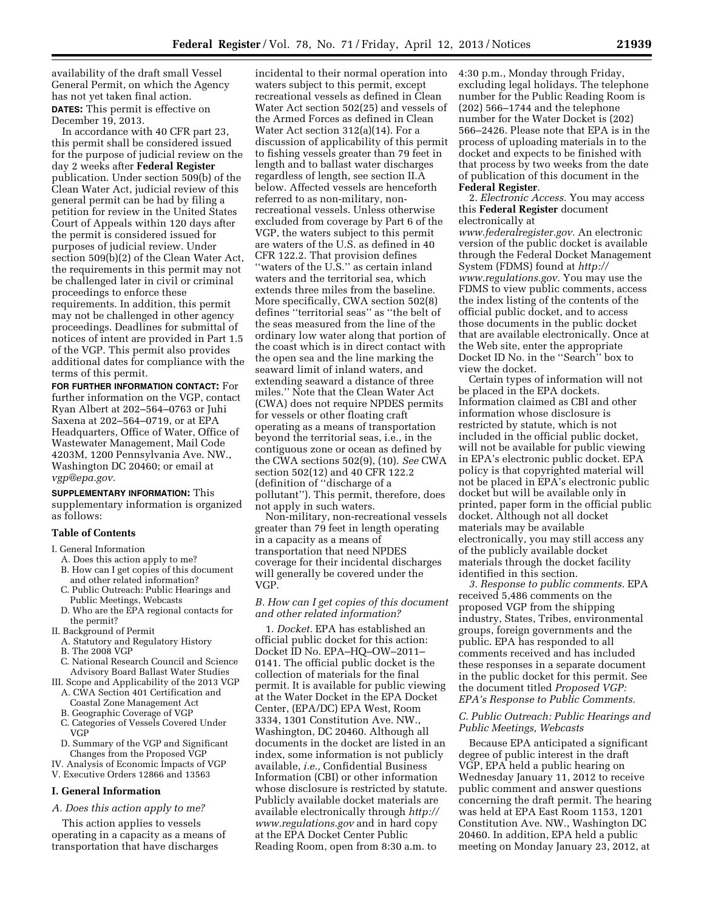availability of the draft small Vessel General Permit, on which the Agency has not yet taken final action.

**DATES:** This permit is effective on December 19, 2013.

In accordance with 40 CFR part 23, this permit shall be considered issued for the purpose of judicial review on the day 2 weeks after **Federal Register** publication. Under section 509(b) of the Clean Water Act, judicial review of this general permit can be had by filing a petition for review in the United States Court of Appeals within 120 days after the permit is considered issued for purposes of judicial review. Under section 509(b)(2) of the Clean Water Act, the requirements in this permit may not be challenged later in civil or criminal proceedings to enforce these requirements. In addition, this permit may not be challenged in other agency proceedings. Deadlines for submittal of notices of intent are provided in Part 1.5 of the VGP. This permit also provides additional dates for compliance with the terms of this permit.

**FOR FURTHER INFORMATION CONTACT:** For further information on the VGP, contact Ryan Albert at 202–564–0763 or Juhi Saxena at 202–564–0719, or at EPA Headquarters, Office of Water, Office of Wastewater Management, Mail Code 4203M, 1200 Pennsylvania Ave. NW., Washington DC 20460; or email at *vgp@epa.gov*.

**SUPPLEMENTARY INFORMATION:** This supplementary information is organized as follows:

### Table of Contents

- I. General Information
  - A. Does this action apply to me?
  - B. How can I get copies of this document and other related information?
  - C. Public Outreach: Public Hearings and Public Meetings, Webcasts
  - D. Who are the EPA regional contacts for the permit?
- II. Background of Permit
  - A. Statutory and Regulatory History
  - B. The 2008 VGP
  - C. National Research Council and Science Advisory Board Ballast Water Studies
- III. Scope and Applicability of the 2013 VGP
  - A. CWA Section 401 Certification and Coastal Zone Management Act
  - B. Geographic Coverage of VGP
  - C. Categories of Vessels Covered Under VGP
  - D. Summary of the VGP and Significant Changes from the Proposed VGP
- IV. Analysis of Economic Impacts of VGP
- V. Executive Orders 12866 and 13563

## I. General Information

### *A. Does this action apply to me?*

This action applies to vessels operating in a capacity as a means of transportation that have discharges incidental to their normal operation into waters subject to this permit, except recreational vessels as defined in Clean Water Act section 502(25) and vessels of the Armed Forces as defined in Clean Water Act section 312(a)(14). For a discussion of applicability of this permit to fishing vessels greater than 79 feet in length and to ballast water discharges regardless of length, see section II.A below. Affected vessels are henceforth referred to as non-military, non-recreational vessels. Unless otherwise excluded from coverage by Part 6 of the VGP, the waters subject to this permit are waters of the U.S. as defined in 40 CFR 122.2. That provision defines ''waters of the U.S.'' as certain inland waters and the territorial sea, which extends three miles from the baseline. More specifically, CWA section 502(8) defines ''territorial seas'' as ''the belt of the seas measured from the line of the ordinary low water along that portion of the coast which is in direct contact with the open sea and the line marking the seaward limit of inland waters, and extending seaward a distance of three miles.'' Note that the Clean Water Act (CWA) does not require NPDES permits for vessels or other floating craft operating as a means of transportation beyond the territorial seas, i.e., in the contiguous zone or ocean as defined by the CWA sections 502(9), (10). *See* CWA section 502(12) and 40 CFR 122.2 (definition of ''discharge of a pollutant''). This permit, therefore, does not apply in such waters.

Non-military, non-recreational vessels greater than 79 feet in length operating in a capacity as a means of transportation that need NPDES coverage for their incidental discharges will generally be covered under the VGP.

### *B. How can I get copies of this document and other related information?*

1. *Docket.* EPA has established an official public docket for this action: Docket ID No. EPA–HQ–OW–2011–0141. The official public docket is the collection of materials for the final permit. It is available for public viewing at the Water Docket in the EPA Docket Center, (EPA/DC) EPA West, Room 3334, 1301 Constitution Ave. NW., Washington, DC 20460. Although all documents in the docket are listed in an index, some information is not publicly available, *i.e.,* Confidential Business Information (CBI) or other information whose disclosure is restricted by statute. Publicly available docket materials are available electronically through *http://www.regulations.gov* and in hard copy at the EPA Docket Center Public Reading Room, open from 8:30 a.m. to 4:30 p.m., Monday through Friday, excluding legal holidays. The telephone number for the Public Reading Room is (202) 566–1744 and the telephone number for the Water Docket is (202) 566–2426. Please note that EPA is in the process of uploading materials in to the docket and expects to be finished with that process by two weeks from the date of publication of this document in the **Federal Register**.

2. *Electronic Access.* You may access this **Federal Register** document electronically at *www.federalregister.gov*. An electronic version of the public docket is available through the Federal Docket Management System (FDMS) found at *http://www.regulations.gov*. You may use the FDMS to view public comments, access the index listing of the contents of the official public docket, and to access those documents in the public docket that are available electronically. Once at the Web site, enter the appropriate Docket ID No. in the ''Search'' box to view the docket.

Certain types of information will not be placed in the EPA dockets. Information claimed as CBI and other information whose disclosure is restricted by statute, which is not included in the official public docket, will not be available for public viewing in EPA's electronic public docket. EPA policy is that copyrighted material will not be placed in EPA's electronic public docket but will be available only in printed, paper form in the official public docket. Although not all docket materials may be available electronically, you may still access any of the publicly available docket materials through the docket facility identified in this section.

*3. Response to public comments.* EPA received 5,486 comments on the proposed VGP from the shipping industry, States, Tribes, environmental groups, foreign governments and the public. EPA has responded to all comments received and has included these responses in a separate document in the public docket for this permit. See the document titled *Proposed VGP: EPA's Response to Public Comments.*

### *C. Public Outreach: Public Hearings and Public Meetings, Webcasts*

Because EPA anticipated a significant degree of public interest in the draft VGP, EPA held a public hearing on Wednesday January 11, 2012 to receive public comment and answer questions concerning the draft permit. The hearing was held at EPA East Room 1153, 1201 Constitution Ave. NW., Washington DC 20460. In addition, EPA held a public meeting on Monday January 23, 2012, at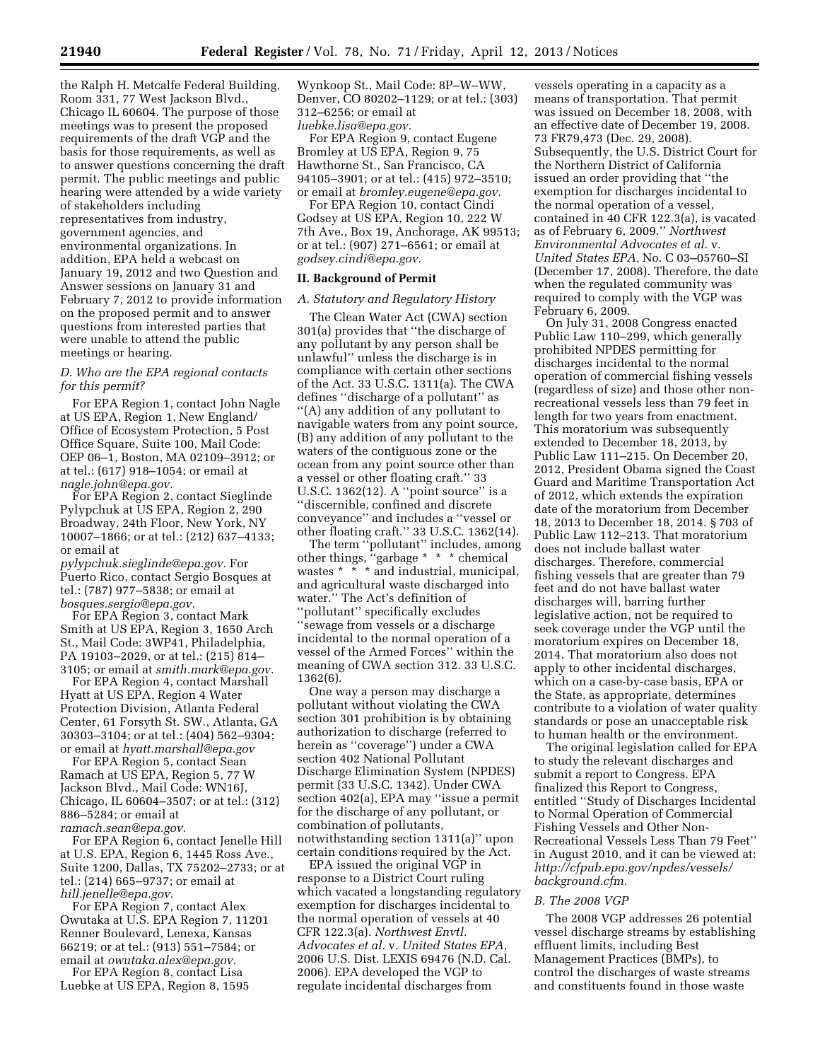the Ralph H. Metcalfe Federal Building, Room 331, 77 West Jackson Blvd., Chicago IL 60604. The purpose of those meetings was to present the proposed requirements of the draft VGP and the basis for those requirements, as well as to answer questions concerning the draft permit. The public meetings and public hearing were attended by a wide variety of stakeholders including representatives from industry, government agencies, and environmental organizations. In addition, EPA held a webcast on January 19, 2012 and two Question and Answer sessions on January 31 and February 7, 2012 to provide information on the proposed permit and to answer questions from interested parties that were unable to attend the public meetings or hearing.

### *D. Who are the EPA regional contacts for this permit?*

For EPA Region 1, contact John Nagle at US EPA, Region 1, New England/Office of Ecosystem Protection, 5 Post Office Square, Suite 100, Mail Code: OEP 06–1, Boston, MA 02109–3912; or at tel.: (617) 918–1054; or email at *nagle.john@epa.gov.*

For EPA Region 2, contact Sieglinde Pylypchuk at US EPA, Region 2, 290 Broadway, 24th Floor, New York, NY 10007–1866; or at tel.: (212) 637–4133; or email at *pylypchuk.sieglinde@epa.gov.* For Puerto Rico, contact Sergio Bosques at tel.: (787) 977–5838; or email at *bosques.sergio@epa.gov.*

For EPA Region 3, contact Mark Smith at US EPA, Region 3, 1650 Arch St., Mail Code: 3WP41, Philadelphia, PA 19103–2029, or at tel.: (215) 814–3105; or email at *smith.mark@epa.gov.*

For EPA Region 4, contact Marshall Hyatt at US EPA, Region 4 Water Protection Division, Atlanta Federal Center, 61 Forsyth St. SW., Atlanta, GA 30303–3104; or at tel.: (404) 562–9304; or email at *hyatt.marshall@epa.gov*

For EPA Region 5, contact Sean Ramach at US EPA, Region 5, 77 W Jackson Blvd., Mail Code: WN16J, Chicago, IL 60604–3507; or at tel.: (312) 886–5284; or email at *ramach.sean@epa.gov.*

For EPA Region 6, contact Jenelle Hill at U.S. EPA, Region 6, 1445 Ross Ave., Suite 1200, Dallas, TX 75202–2733; or at tel.: (214) 665–9737; or email at *hill.jenelle@epa.gov.*

For EPA Region 7, contact Alex Owutaka at U.S. EPA Region 7, 11201 Renner Boulevard, Lenexa, Kansas 66219; or at tel.: (913) 551–7584; or email at *owutaka.alex@epa.gov.*

For EPA Region 8, contact Lisa Luebke at US EPA, Region 8, 1595 Wynkoop St., Mail Code: 8P–W–WW, Denver, CO 80202–1129; or at tel.: (303) 312–6256; or email at *luebke.lisa@epa.gov.*

For EPA Region 9, contact Eugene Bromley at US EPA, Region 9, 75 Hawthorne St., San Francisco, CA 94105–3901; or at tel.: (415) 972–3510; or email at *bromley.eugene@epa.gov.*

For EPA Region 10, contact Cindi Godsey at US EPA, Region 10, 222 W 7th Ave., Box 19, Anchorage, AK 99513; or at tel.: (907) 271–6561; or email at *godsey.cindi@epa.gov.*

## II. Background of Permit

### *A. Statutory and Regulatory History*

The Clean Water Act (CWA) section 301(a) provides that ''the discharge of any pollutant by any person shall be unlawful'' unless the discharge is in compliance with certain other sections of the Act. 33 U.S.C. 1311(a). The CWA defines ''discharge of a pollutant'' as ''(A) any addition of any pollutant to navigable waters from any point source, (B) any addition of any pollutant to the waters of the contiguous zone or the ocean from any point source other than a vessel or other floating craft.'' 33 U.S.C. 1362(12). A ''point source'' is a ''discernible, confined and discrete conveyance'' and includes a ''vessel or other floating craft.'' 33 U.S.C. 1362(14).

The term ''pollutant'' includes, among other things, ''garbage * * * chemical wastes * * * and industrial, municipal, and agricultural waste discharged into water.'' The Act's definition of ''pollutant'' specifically excludes ''sewage from vessels or a discharge incidental to the normal operation of a vessel of the Armed Forces'' within the meaning of CWA section 312. 33 U.S.C. 1362(6).

One way a person may discharge a pollutant without violating the CWA section 301 prohibition is by obtaining authorization to discharge (referred to herein as ''coverage'') under a CWA section 402 National Pollutant Discharge Elimination System (NPDES) permit (33 U.S.C. 1342). Under CWA section 402(a), EPA may ''issue a permit for the discharge of any pollutant, or combination of pollutants, notwithstanding section 1311(a)'' upon certain conditions required by the Act.

EPA issued the original VGP in response to a District Court ruling which vacated a longstanding regulatory exemption for discharges incidental to the normal operation of vessels at 40 CFR 122.3(a). *Northwest Envtl. Advocates et al.* v. *United States EPA,* 2006 U.S. Dist. LEXIS 69476 (N.D. Cal. 2006). EPA developed the VGP to regulate incidental discharges from vessels operating in a capacity as a means of transportation. That permit was issued on December 18, 2008, with an effective date of December 19, 2008. 73 FR79,473 (Dec. 29, 2008). Subsequently, the U.S. District Court for the Northern District of California issued an order providing that ''the exemption for discharges incidental to the normal operation of a vessel, contained in 40 CFR 122.3(a), is vacated as of February 6, 2009.'' *Northwest Environmental Advocates et al.* v. *United States EPA,* No. C 03–05760–SI (December 17, 2008). Therefore, the date when the regulated community was required to comply with the VGP was February 6, 2009.

On July 31, 2008 Congress enacted Public Law 110–299, which generally prohibited NPDES permitting for discharges incidental to the normal operation of commercial fishing vessels (regardless of size) and those other non-recreational vessels less than 79 feet in length for two years from enactment. This moratorium was subsequently extended to December 18, 2013, by Public Law 111–215. On December 20, 2012, President Obama signed the Coast Guard and Maritime Transportation Act of 2012, which extends the expiration date of the moratorium from December 18, 2013 to December 18, 2014. § 703 of Public Law 112–213. That moratorium does not include ballast water discharges. Therefore, commercial fishing vessels that are greater than 79 feet and do not have ballast water discharges will, barring further legislative action, not be required to seek coverage under the VGP until the moratorium expires on December 18, 2014. That moratorium also does not apply to other incidental discharges, which on a case-by-case basis, EPA or the State, as appropriate, determines contribute to a violation of water quality standards or pose an unacceptable risk to human health or the environment.

The original legislation called for EPA to study the relevant discharges and submit a report to Congress. EPA finalized this Report to Congress, entitled ''Study of Discharges Incidental to Normal Operation of Commercial Fishing Vessels and Other Non-Recreational Vessels Less Than 79 Feet'' in August 2010, and it can be viewed at: *http://cfpub.epa.gov/npdes/vessels/background.cfm.*

### *B. The 2008 VGP*

The 2008 VGP addresses 26 potential vessel discharge streams by establishing effluent limits, including Best Management Practices (BMPs), to control the discharges of waste streams and constituents found in those waste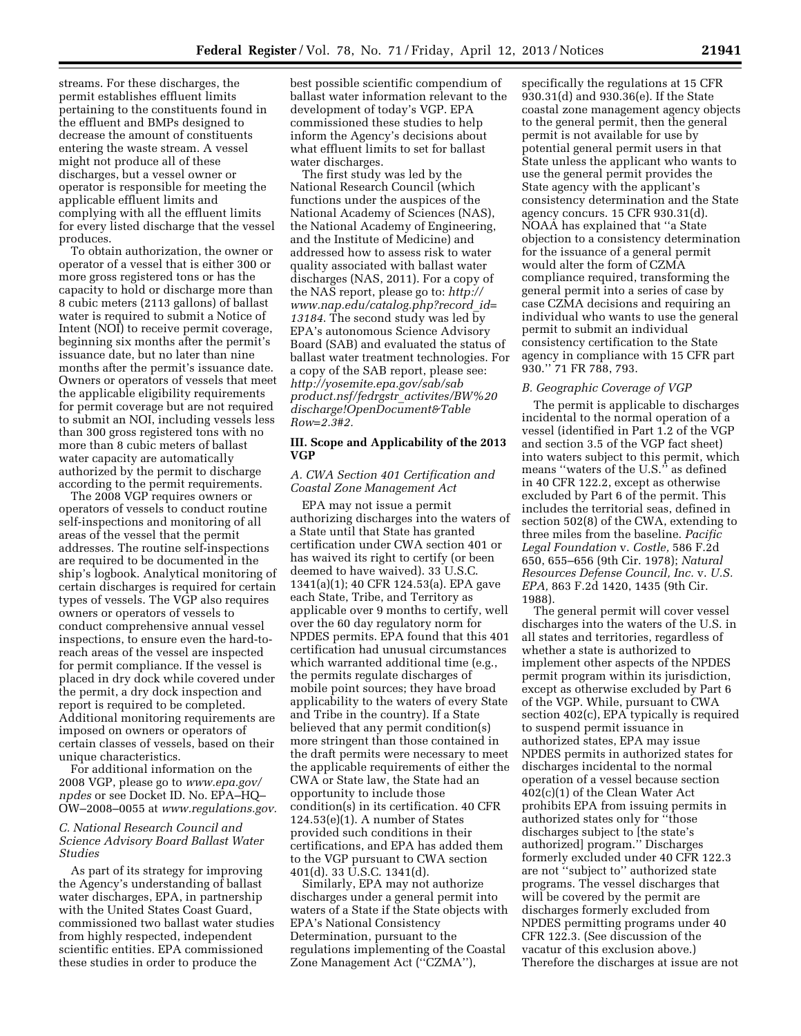streams. For these discharges, the permit establishes effluent limits pertaining to the constituents found in the effluent and BMPs designed to decrease the amount of constituents entering the waste stream. A vessel might not produce all of these discharges, but a vessel owner or operator is responsible for meeting the applicable effluent limits and complying with all the effluent limits for every listed discharge that the vessel produces.

To obtain authorization, the owner or operator of a vessel that is either 300 or more gross registered tons or has the capacity to hold or discharge more than 8 cubic meters (2113 gallons) of ballast water is required to submit a Notice of Intent (NOI) to receive permit coverage, beginning six months after the permit's issuance date, but no later than nine months after the permit's issuance date. Owners or operators of vessels that meet the applicable eligibility requirements for permit coverage but are not required to submit an NOI, including vessels less than 300 gross registered tons with no more than 8 cubic meters of ballast water capacity are automatically authorized by the permit to discharge according to the permit requirements.

The 2008 VGP requires owners or operators of vessels to conduct routine self-inspections and monitoring of all areas of the vessel that the permit addresses. The routine self-inspections are required to be documented in the ship's logbook. Analytical monitoring of certain discharges is required for certain types of vessels. The VGP also requires owners or operators of vessels to conduct comprehensive annual vessel inspections, to ensure even the hard-to-reach areas of the vessel are inspected for permit compliance. If the vessel is placed in dry dock while covered under the permit, a dry dock inspection and report is required to be completed. Additional monitoring requirements are imposed on owners or operators of certain classes of vessels, based on their unique characteristics.

For additional information on the 2008 VGP, please go to *www.epa.gov/npdes* or see Docket ID. No. EPA–HQ–OW–2008–0055 at *www.regulations.gov.*

### *C. National Research Council and Science Advisory Board Ballast Water Studies*

As part of its strategy for improving the Agency's understanding of ballast water discharges, EPA, in partnership with the United States Coast Guard, commissioned two ballast water studies from highly respected, independent scientific entities. EPA commissioned these studies in order to produce the best possible scientific compendium of ballast water information relevant to the development of today's VGP. EPA commissioned these studies to help inform the Agency's decisions about what effluent limits to set for ballast water discharges.

The first study was led by the National Research Council (which functions under the auspices of the National Academy of Sciences (NAS), the National Academy of Engineering, and the Institute of Medicine) and addressed how to assess risk to water quality associated with ballast water discharges (NAS, 2011). For a copy of the NAS report, please go to: *http://www.nap.edu/catalog.php?record_id=13184.* The second study was led by EPA's autonomous Science Advisory Board (SAB) and evaluated the status of ballast water treatment technologies. For a copy of the SAB report, please see: *http://yosemite.epa.gov/sab/sabproduct.nsf/fedrgstr_activites/BW%20discharge!OpenDocument&TableRow=2.3#2.*

## III. Scope and Applicability of the 2013 VGP

### *A. CWA Section 401 Certification and Coastal Zone Management Act*

EPA may not issue a permit authorizing discharges into the waters of a State until that State has granted certification under CWA section 401 or has waived its right to certify (or been deemed to have waived). 33 U.S.C. 1341(a)(1); 40 CFR 124.53(a). EPA gave each State, Tribe, and Territory as applicable over 9 months to certify, well over the 60 day regulatory norm for NPDES permits. EPA found that this 401 certification had unusual circumstances which warranted additional time (e.g., the permits regulate discharges of mobile point sources; they have broad applicability to the waters of every State and Tribe in the country). If a State believed that any permit condition(s) more stringent than those contained in the draft permits were necessary to meet the applicable requirements of either the CWA or State law, the State had an opportunity to include those condition(s) in its certification. 40 CFR 124.53(e)(1). A number of States provided such conditions in their certifications, and EPA has added them to the VGP pursuant to CWA section 401(d). 33 U.S.C. 1341(d).

Similarly, EPA may not authorize discharges under a general permit into waters of a State if the State objects with EPA's National Consistency Determination, pursuant to the regulations implementing of the Coastal Zone Management Act (''CZMA''), specifically the regulations at 15 CFR 930.31(d) and 930.36(e). If the State coastal zone management agency objects to the general permit, then the general permit is not available for use by potential general permit users in that State unless the applicant who wants to use the general permit provides the State agency with the applicant's consistency determination and the State agency concurs. 15 CFR 930.31(d). NOAA has explained that ''a State objection to a consistency determination for the issuance of a general permit would alter the form of CZMA compliance required, transforming the general permit into a series of case by case CZMA decisions and requiring an individual who wants to use the general permit to submit an individual consistency certification to the State agency in compliance with 15 CFR part 930.'' 71 FR 788, 793.

### *B. Geographic Coverage of VGP*

The permit is applicable to discharges incidental to the normal operation of a vessel (identified in Part 1.2 of the VGP and section 3.5 of the VGP fact sheet) into waters subject to this permit, which means ''waters of the U.S.'' as defined in 40 CFR 122.2, except as otherwise excluded by Part 6 of the permit. This includes the territorial seas, defined in section 502(8) of the CWA, extending to three miles from the baseline. *Pacific Legal Foundation* v. *Costle,* 586 F.2d 650, 655–656 (9th Cir. 1978); *Natural Resources Defense Council, Inc.* v. *U.S. EPA,* 863 F.2d 1420, 1435 (9th Cir. 1988).

The general permit will cover vessel discharges into the waters of the U.S. in all states and territories, regardless of whether a state is authorized to implement other aspects of the NPDES permit program within its jurisdiction, except as otherwise excluded by Part 6 of the VGP. While, pursuant to CWA section 402(c), EPA typically is required to suspend permit issuance in authorized states, EPA may issue NPDES permits in authorized states for discharges incidental to the normal operation of a vessel because section 402(c)(1) of the Clean Water Act prohibits EPA from issuing permits in authorized states only for ''those discharges subject to [the state's authorized] program.'' Discharges formerly excluded under 40 CFR 122.3 are not ''subject to'' authorized state programs. The vessel discharges that will be covered by the permit are discharges formerly excluded from NPDES permitting programs under 40 CFR 122.3. (See discussion of the vacatur of this exclusion above.) Therefore the discharges at issue are not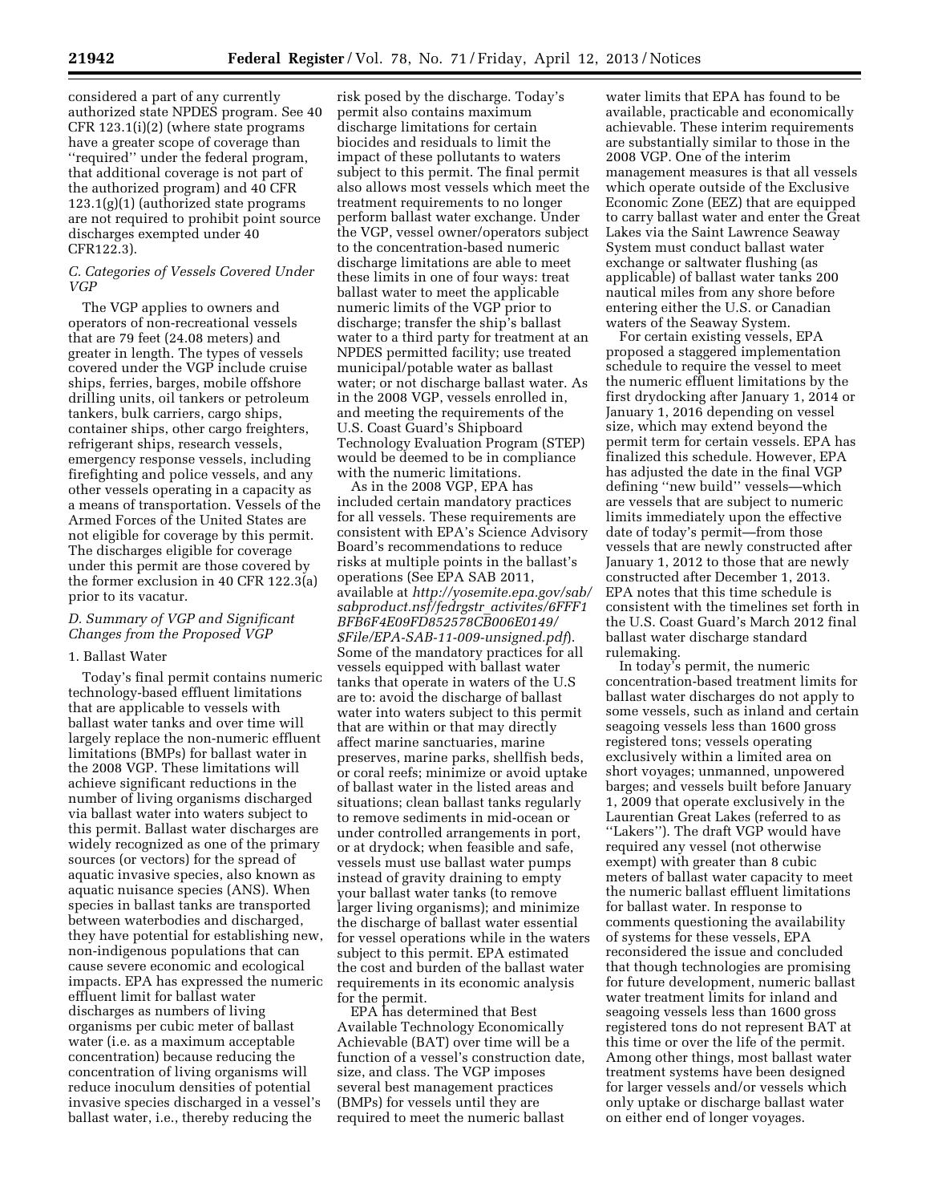considered a part of any currently authorized state NPDES program. See 40 CFR 123.1(i)(2) (where state programs have a greater scope of coverage than ''required'' under the federal program, that additional coverage is not part of the authorized program) and 40 CFR 123.1(g)(1) (authorized state programs are not required to prohibit point source discharges exempted under 40 CFR122.3).

### C. Categories of Vessels Covered Under VGP

The VGP applies to owners and operators of non-recreational vessels that are 79 feet (24.08 meters) and greater in length. The types of vessels covered under the VGP include cruise ships, ferries, barges, mobile offshore drilling units, oil tankers or petroleum tankers, bulk carriers, cargo ships, container ships, other cargo freighters, refrigerant ships, research vessels, emergency response vessels, including firefighting and police vessels, and any other vessels operating in a capacity as a means of transportation. Vessels of the Armed Forces of the United States are not eligible for coverage by this permit. The discharges eligible for coverage under this permit are those covered by the former exclusion in 40 CFR 122.3(a) prior to its vacatur.

### D. Summary of VGP and Significant Changes from the Proposed VGP

#### 1. Ballast Water

Today's final permit contains numeric technology-based effluent limitations that are applicable to vessels with ballast water tanks and over time will largely replace the non-numeric effluent limitations (BMPs) for ballast water in the 2008 VGP. These limitations will achieve significant reductions in the number of living organisms discharged via ballast water into waters subject to this permit. Ballast water discharges are widely recognized as one of the primary sources (or vectors) for the spread of aquatic invasive species, also known as aquatic nuisance species (ANS). When species in ballast tanks are transported between waterbodies and discharged, they have potential for establishing new, non-indigenous populations that can cause severe economic and ecological impacts. EPA has expressed the numeric effluent limit for ballast water discharges as numbers of living organisms per cubic meter of ballast water (i.e. as a maximum acceptable concentration) because reducing the concentration of living organisms will reduce inoculum densities of potential invasive species discharged in a vessel's ballast water, i.e., thereby reducing the risk posed by the discharge. Today's permit also contains maximum discharge limitations for certain biocides and residuals to limit the impact of these pollutants to waters subject to this permit. The final permit also allows most vessels which meet the treatment requirements to no longer perform ballast water exchange. Under the VGP, vessel owner/operators subject to the concentration-based numeric discharge limitations are able to meet these limits in one of four ways: treat ballast water to meet the applicable numeric limits of the VGP prior to discharge; transfer the ship's ballast water to a third party for treatment at an NPDES permitted facility; use treated municipal/potable water as ballast water; or not discharge ballast water. As in the 2008 VGP, vessels enrolled in, and meeting the requirements of the U.S. Coast Guard's Shipboard Technology Evaluation Program (STEP) would be deemed to be in compliance with the numeric limitations.

As in the 2008 VGP, EPA has included certain mandatory practices for all vessels. These requirements are consistent with EPA's Science Advisory Board's recommendations to reduce risks at multiple points in the ballast's operations (See EPA SAB 2011, available at *http://yosemite.epa.gov/sab/sabproduct.nsf/fedrgstr_activites/6FFF1BFB6F4E09FD852578CB006E0149/$File/EPA-SAB-11-009-unsigned.pdf*). Some of the mandatory practices for all vessels equipped with ballast water tanks that operate in waters of the U.S are to: avoid the discharge of ballast water into waters subject to this permit that are within or that may directly affect marine sanctuaries, marine preserves, marine parks, shellfish beds, or coral reefs; minimize or avoid uptake of ballast water in the listed areas and situations; clean ballast tanks regularly to remove sediments in mid-ocean or under controlled arrangements in port, or at drydock; when feasible and safe, vessels must use ballast water pumps instead of gravity draining to empty your ballast water tanks (to remove larger living organisms); and minimize the discharge of ballast water essential for vessel operations while in the waters subject to this permit. EPA estimated the cost and burden of the ballast water requirements in its economic analysis for the permit.

EPA has determined that Best Available Technology Economically Achievable (BAT) over time will be a function of a vessel's construction date, size, and class. The VGP imposes several best management practices (BMPs) for vessels until they are required to meet the numeric ballast water limits that EPA has found to be available, practicable and economically achievable. These interim requirements are substantially similar to those in the 2008 VGP. One of the interim management measures is that all vessels which operate outside of the Exclusive Economic Zone (EEZ) that are equipped to carry ballast water and enter the Great Lakes via the Saint Lawrence Seaway System must conduct ballast water exchange or saltwater flushing (as applicable) of ballast water tanks 200 nautical miles from any shore before entering either the U.S. or Canadian waters of the Seaway System.

For certain existing vessels, EPA proposed a staggered implementation schedule to require the vessel to meet the numeric effluent limitations by the first drydocking after January 1, 2014 or January 1, 2016 depending on vessel size, which may extend beyond the permit term for certain vessels. EPA has finalized this schedule. However, EPA has adjusted the date in the final VGP defining ''new build'' vessels—which are vessels that are subject to numeric limits immediately upon the effective date of today's permit—from those vessels that are newly constructed after January 1, 2012 to those that are newly constructed after December 1, 2013. EPA notes that this time schedule is consistent with the timelines set forth in the U.S. Coast Guard's March 2012 final ballast water discharge standard rulemaking.

In today's permit, the numeric concentration-based treatment limits for ballast water discharges do not apply to some vessels, such as inland and certain seagoing vessels less than 1600 gross registered tons; vessels operating exclusively within a limited area on short voyages; unmanned, unpowered barges; and vessels built before January 1, 2009 that operate exclusively in the Laurentian Great Lakes (referred to as ''Lakers''). The draft VGP would have required any vessel (not otherwise exempt) with greater than 8 cubic meters of ballast water capacity to meet the numeric ballast effluent limitations for ballast water. In response to comments questioning the availability of systems for these vessels, EPA reconsidered the issue and concluded that though technologies are promising for future development, numeric ballast water treatment limits for inland and seagoing vessels less than 1600 gross registered tons do not represent BAT at this time or over the life of the permit. Among other things, most ballast water treatment systems have been designed for larger vessels and/or vessels which only uptake or discharge ballast water on either end of longer voyages.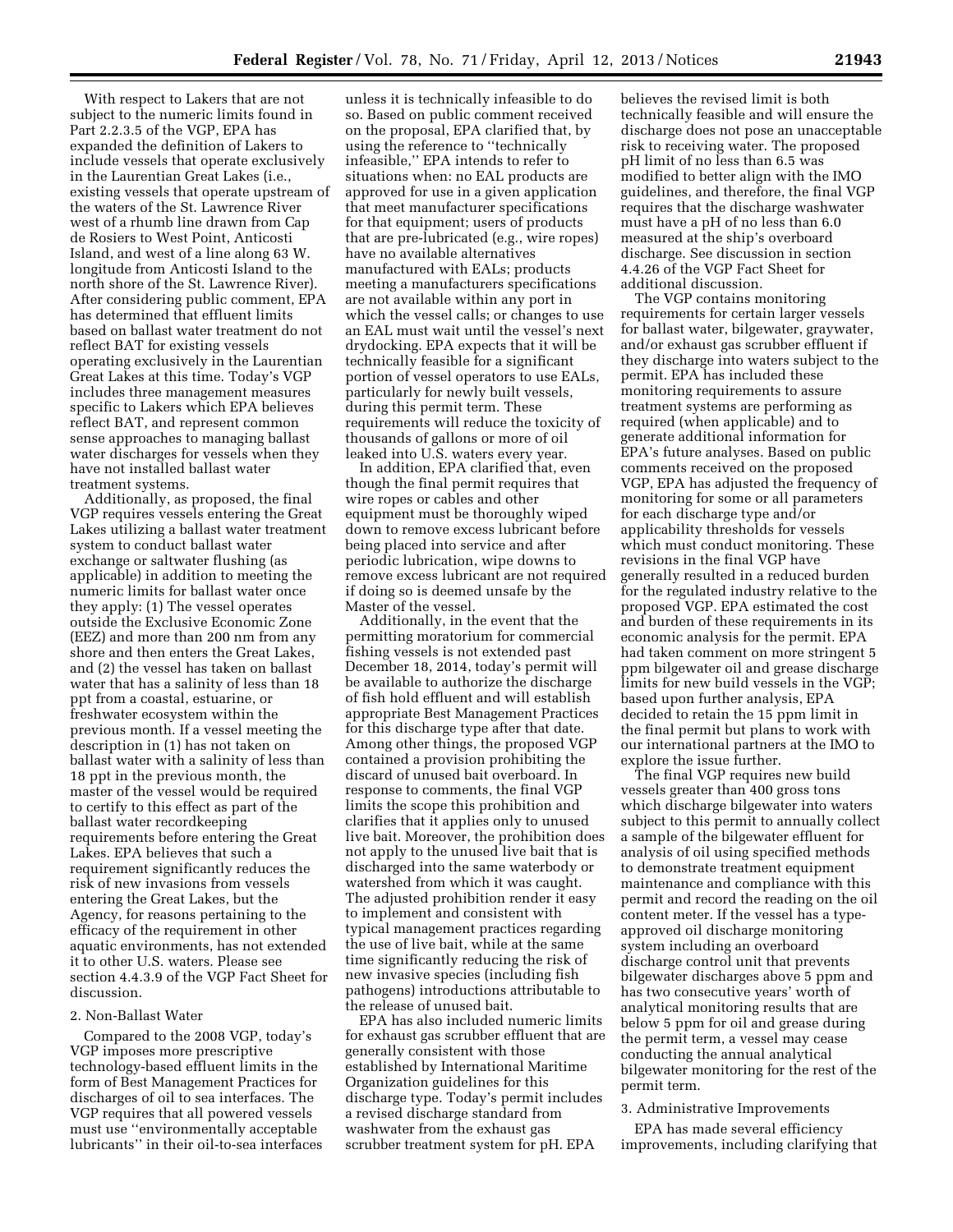With respect to Lakers that are not subject to the numeric limits found in Part 2.2.3.5 of the VGP, EPA has expanded the definition of Lakers to include vessels that operate exclusively in the Laurentian Great Lakes (i.e., existing vessels that operate upstream of the waters of the St. Lawrence River west of a rhumb line drawn from Cap de Rosiers to West Point, Anticosti Island, and west of a line along 63 W. longitude from Anticosti Island to the north shore of the St. Lawrence River). After considering public comment, EPA has determined that effluent limits based on ballast water treatment do not reflect BAT for existing vessels operating exclusively in the Laurentian Great Lakes at this time. Today's VGP includes three management measures specific to Lakers which EPA believes reflect BAT, and represent common sense approaches to managing ballast water discharges for vessels when they have not installed ballast water treatment systems.

Additionally, as proposed, the final VGP requires vessels entering the Great Lakes utilizing a ballast water treatment system to conduct ballast water exchange or saltwater flushing (as applicable) in addition to meeting the numeric limits for ballast water once they apply: (1) The vessel operates outside the Exclusive Economic Zone (EEZ) and more than 200 nm from any shore and then enters the Great Lakes, and (2) the vessel has taken on ballast water that has a salinity of less than 18 ppt from a coastal, estuarine, or freshwater ecosystem within the previous month. If a vessel meeting the description in (1) has not taken on ballast water with a salinity of less than 18 ppt in the previous month, the master of the vessel would be required to certify to this effect as part of the ballast water recordkeeping requirements before entering the Great Lakes. EPA believes that such a requirement significantly reduces the risk of new invasions from vessels entering the Great Lakes, but the Agency, for reasons pertaining to the efficacy of the requirement in other aquatic environments, has not extended it to other U.S. waters. Please see section 4.4.3.9 of the VGP Fact Sheet for discussion.

2. Non-Ballast Water

Compared to the 2008 VGP, today's VGP imposes more prescriptive technology-based effluent limits in the form of Best Management Practices for discharges of oil to sea interfaces. The VGP requires that all powered vessels must use "environmentally acceptable lubricants" in their oil-to-sea interfaces unless it is technically infeasible to do so. Based on public comment received on the proposal, EPA clarified that, by using the reference to "technically infeasible," EPA intends to refer to situations when: no EAL products are approved for use in a given application that meet manufacturer specifications for that equipment; users of products that are pre-lubricated (e.g., wire ropes) have no available alternatives manufactured with EALs; products meeting a manufacturers specifications are not available within any port in which the vessel calls; or changes to use an EAL must wait until the vessel's next drydocking. EPA expects that it will be technically feasible for a significant portion of vessel operators to use EALs, particularly for newly built vessels, during this permit term. These requirements will reduce the toxicity of thousands of gallons or more of oil leaked into U.S. waters every year.

In addition, EPA clarified that, even though the final permit requires that wire ropes or cables and other equipment must be thoroughly wiped down to remove excess lubricant before being placed into service and after periodic lubrication, wipe downs to remove excess lubricant are not required if doing so is deemed unsafe by the Master of the vessel.

Additionally, in the event that the permitting moratorium for commercial fishing vessels is not extended past December 18, 2014, today's permit will be available to authorize the discharge of fish hold effluent and will establish appropriate Best Management Practices for this discharge type after that date. Among other things, the proposed VGP contained a provision prohibiting the discard of unused bait overboard. In response to comments, the final VGP limits the scope this prohibition and clarifies that it applies only to unused live bait. Moreover, the prohibition does not apply to the unused live bait that is discharged into the same waterbody or watershed from which it was caught. The adjusted prohibition render it easy to implement and consistent with typical management practices regarding the use of live bait, while at the same time significantly reducing the risk of new invasive species (including fish pathogens) introductions attributable to the release of unused bait.

EPA has also included numeric limits for exhaust gas scrubber effluent that are generally consistent with those established by International Maritime Organization guidelines for this discharge type. Today's permit includes a revised discharge standard from washwater from the exhaust gas scrubber treatment system for pH. EPA believes the revised limit is both technically feasible and will ensure the discharge does not pose an unacceptable risk to receiving water. The proposed pH limit of no less than 6.5 was modified to better align with the IMO guidelines, and therefore, the final VGP requires that the discharge washwater must have a pH of no less than 6.0 measured at the ship's overboard discharge. See discussion in section 4.4.26 of the VGP Fact Sheet for additional discussion.

The VGP contains monitoring requirements for certain larger vessels for ballast water, bilgewater, graywater, and/or exhaust gas scrubber effluent if they discharge into waters subject to the permit. EPA has included these monitoring requirements to assure treatment systems are performing as required (when applicable) and to generate additional information for EPA's future analyses. Based on public comments received on the proposed VGP, EPA has adjusted the frequency of monitoring for some or all parameters for each discharge type and/or applicability thresholds for vessels which must conduct monitoring. These revisions in the final VGP have generally resulted in a reduced burden for the regulated industry relative to the proposed VGP. EPA estimated the cost and burden of these requirements in its economic analysis for the permit. EPA had taken comment on more stringent 5 ppm bilgewater oil and grease discharge limits for new build vessels in the VGP; based upon further analysis, EPA decided to retain the 15 ppm limit in the final permit but plans to work with our international partners at the IMO to explore the issue further.

The final VGP requires new build vessels greater than 400 gross tons which discharge bilgewater into waters subject to this permit to annually collect a sample of the bilgewater effluent for analysis of oil using specified methods to demonstrate treatment equipment maintenance and compliance with this permit and record the reading on the oil content meter. If the vessel has a type-approved oil discharge monitoring system including an overboard discharge control unit that prevents bilgewater discharges above 5 ppm and has two consecutive years' worth of analytical monitoring results that are below 5 ppm for oil and grease during the permit term, a vessel may cease conducting the annual analytical bilgewater monitoring for the rest of the permit term.

3. Administrative Improvements

EPA has made several efficiency improvements, including clarifying that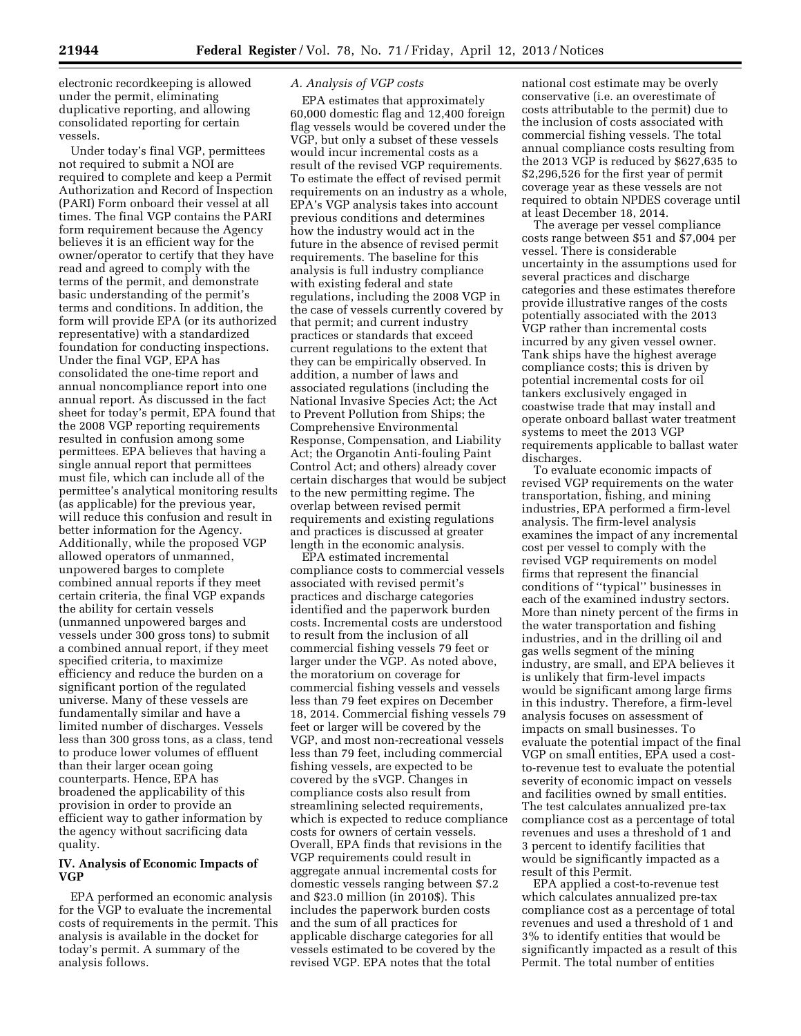electronic recordkeeping is allowed under the permit, eliminating duplicative reporting, and allowing consolidated reporting for certain vessels.

Under today's final VGP, permittees not required to submit a NOI are required to complete and keep a Permit Authorization and Record of Inspection (PARI) Form onboard their vessel at all times. The final VGP contains the PARI form requirement because the Agency believes it is an efficient way for the owner/operator to certify that they have read and agreed to comply with the terms of the permit, and demonstrate basic understanding of the permit's terms and conditions. In addition, the form will provide EPA (or its authorized representative) with a standardized foundation for conducting inspections. Under the final VGP, EPA has consolidated the one-time report and annual noncompliance report into one annual report. As discussed in the fact sheet for today's permit, EPA found that the 2008 VGP reporting requirements resulted in confusion among some permittees. EPA believes that having a single annual report that permittees must file, which can include all of the permittee's analytical monitoring results (as applicable) for the previous year, will reduce this confusion and result in better information for the Agency. Additionally, while the proposed VGP allowed operators of unmanned, unpowered barges to complete combined annual reports if they meet certain criteria, the final VGP expands the ability for certain vessels (unmanned unpowered barges and vessels under 300 gross tons) to submit a combined annual report, if they meet specified criteria, to maximize efficiency and reduce the burden on a significant portion of the regulated universe. Many of these vessels are fundamentally similar and have a limited number of discharges. Vessels less than 300 gross tons, as a class, tend to produce lower volumes of effluent than their larger ocean going counterparts. Hence, EPA has broadened the applicability of this provision in order to provide an efficient way to gather information by the agency without sacrificing data quality.

## IV. Analysis of Economic Impacts of VGP

EPA performed an economic analysis for the VGP to evaluate the incremental costs of requirements in the permit. This analysis is available in the docket for today's permit. A summary of the analysis follows.

### *A. Analysis of VGP costs*

EPA estimates that approximately 60,000 domestic flag and 12,400 foreign flag vessels would be covered under the VGP, but only a subset of these vessels would incur incremental costs as a result of the revised VGP requirements. To estimate the effect of revised permit requirements on an industry as a whole, EPA's VGP analysis takes into account previous conditions and determines how the industry would act in the future in the absence of revised permit requirements. The baseline for this analysis is full industry compliance with existing federal and state regulations, including the 2008 VGP in the case of vessels currently covered by that permit; and current industry practices or standards that exceed current regulations to the extent that they can be empirically observed. In addition, a number of laws and associated regulations (including the National Invasive Species Act; the Act to Prevent Pollution from Ships; the Comprehensive Environmental Response, Compensation, and Liability Act; the Organotin Anti-fouling Paint Control Act; and others) already cover certain discharges that would be subject to the new permitting regime. The overlap between revised permit requirements and existing regulations and practices is discussed at greater length in the economic analysis.

EPA estimated incremental compliance costs to commercial vessels associated with revised permit's practices and discharge categories identified and the paperwork burden costs. Incremental costs are understood to result from the inclusion of all commercial fishing vessels 79 feet or larger under the VGP. As noted above, the moratorium on coverage for commercial fishing vessels and vessels less than 79 feet expires on December 18, 2014. Commercial fishing vessels 79 feet or larger will be covered by the VGP, and most non-recreational vessels less than 79 feet, including commercial fishing vessels, are expected to be covered by the sVGP. Changes in compliance costs also result from streamlining selected requirements, which is expected to reduce compliance costs for owners of certain vessels. Overall, EPA finds that revisions in the VGP requirements could result in aggregate annual incremental costs for domestic vessels ranging between $7.2 and $23.0 million (in 2010$). This includes the paperwork burden costs and the sum of all practices for applicable discharge categories for all vessels estimated to be covered by the revised VGP. EPA notes that the total national cost estimate may be overly conservative (i.e. an overestimate of costs attributable to the permit) due to the inclusion of costs associated with commercial fishing vessels. The total annual compliance costs resulting from the 2013 VGP is reduced by $627,635 to $2,296,526 for the first year of permit coverage year as these vessels are not required to obtain NPDES coverage until at least December 18, 2014.

The average per vessel compliance costs range between $51 and $7,004 per vessel. There is considerable uncertainty in the assumptions used for several practices and discharge categories and these estimates therefore provide illustrative ranges of the costs potentially associated with the 2013 VGP rather than incremental costs incurred by any given vessel owner. Tank ships have the highest average compliance costs; this is driven by potential incremental costs for oil tankers exclusively engaged in coastwise trade that may install and operate onboard ballast water treatment systems to meet the 2013 VGP requirements applicable to ballast water discharges.

To evaluate economic impacts of revised VGP requirements on the water transportation, fishing, and mining industries, EPA performed a firm-level analysis. The firm-level analysis examines the impact of any incremental cost per vessel to comply with the revised VGP requirements on model firms that represent the financial conditions of "typical" businesses in each of the examined industry sectors. More than ninety percent of the firms in the water transportation and fishing industries, and in the drilling oil and gas wells segment of the mining industry, are small, and EPA believes it is unlikely that firm-level impacts would be significant among large firms in this industry. Therefore, a firm-level analysis focuses on assessment of impacts on small businesses. To evaluate the potential impact of the final VGP on small entities, EPA used a cost-to-revenue test to evaluate the potential severity of economic impact on vessels and facilities owned by small entities. The test calculates annualized pre-tax compliance cost as a percentage of total revenues and uses a threshold of 1 and 3 percent to identify facilities that would be significantly impacted as a result of this Permit.

EPA applied a cost-to-revenue test which calculates annualized pre-tax compliance cost as a percentage of total revenues and used a threshold of 1 and 3% to identify entities that would be significantly impacted as a result of this Permit. The total number of entities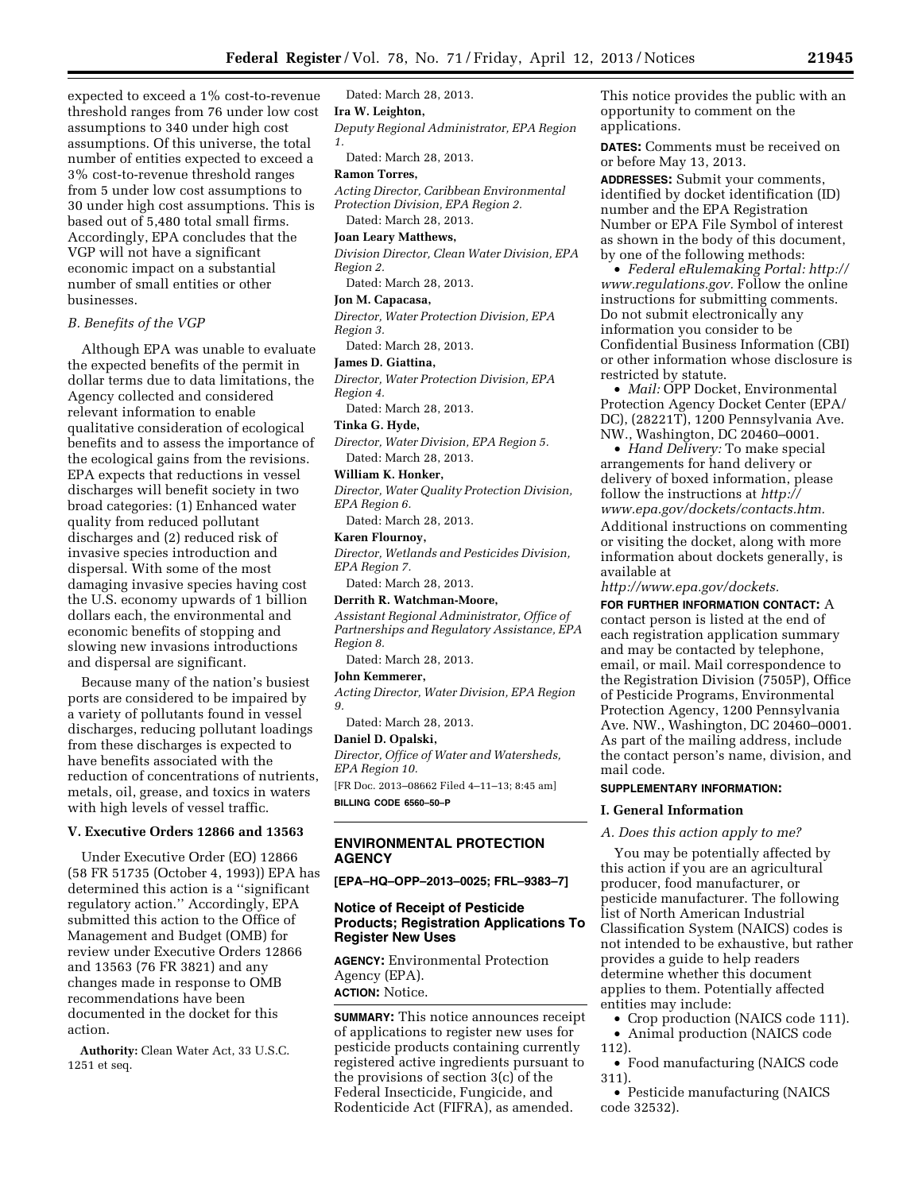expected to exceed a 1% cost-to-revenue threshold ranges from 76 under low cost assumptions to 340 under high cost assumptions. Of this universe, the total number of entities expected to exceed a 3% cost-to-revenue threshold ranges from 5 under low cost assumptions to 30 under high cost assumptions. This is based out of 5,480 total small firms. Accordingly, EPA concludes that the VGP will not have a significant economic impact on a substantial number of small entities or other businesses.

*B. Benefits of the VGP*

Although EPA was unable to evaluate the expected benefits of the permit in dollar terms due to data limitations, the Agency collected and considered relevant information to enable qualitative consideration of ecological benefits and to assess the importance of the ecological gains from the revisions. EPA expects that reductions in vessel discharges will benefit society in two broad categories: (1) Enhanced water quality from reduced pollutant discharges and (2) reduced risk of invasive species introduction and dispersal. With some of the most damaging invasive species having cost the U.S. economy upwards of 1 billion dollars each, the environmental and economic benefits of stopping and slowing new invasions introductions and dispersal are significant.

Because many of the nation's busiest ports are considered to be impaired by a variety of pollutants found in vessel discharges, reducing pollutant loadings from these discharges is expected to have benefits associated with the reduction of concentrations of nutrients, metals, oil, grease, and toxics in waters with high levels of vessel traffic.

**V. Executive Orders 12866 and 13563**

Under Executive Order (EO) 12866 (58 FR 51735 (October 4, 1993)) EPA has determined this action is a ''significant regulatory action.'' Accordingly, EPA submitted this action to the Office of Management and Budget (OMB) for review under Executive Orders 12866 and 13563 (76 FR 3821) and any changes made in response to OMB recommendations have been documented in the docket for this action.

**Authority:** Clean Water Act, 33 U.S.C. 1251 et seq.

Dated: March 28, 2013.

**Ira W. Leighton,**

*Deputy Regional Administrator, EPA Region 1.*

Dated: March 28, 2013.

**Ramon Torres,**

*Acting Director, Caribbean Environmental Protection Division, EPA Region 2.*

Dated: March 28, 2013.

**Joan Leary Matthews,**

*Division Director, Clean Water Division, EPA Region 2.*

Dated: March 28, 2013.

**Jon M. Capacasa,**

*Director, Water Protection Division, EPA Region 3.*

Dated: March 28, 2013.

**James D. Giattina,**

*Director, Water Protection Division, EPA Region 4.*

Dated: March 28, 2013.

**Tinka G. Hyde,**

*Director, Water Division, EPA Region 5.*

Dated: March 28, 2013.

**William K. Honker,**

*Director, Water Quality Protection Division, EPA Region 6.*

Dated: March 28, 2013.

**Karen Flournoy,**

*Director, Wetlands and Pesticides Division, EPA Region 7.*

Dated: March 28, 2013.

**Derrith R. Watchman-Moore,**

*Assistant Regional Administrator, Office of Partnerships and Regulatory Assistance, EPA Region 8.*

Dated: March 28, 2013.

**John Kemmerer,**

*Acting Director, Water Division, EPA Region 9.*

Dated: March 28, 2013.

**Daniel D. Opalski,**

*Director, Office of Water and Watersheds, EPA Region 10.*

[FR Doc. 2013–08662 Filed 4–11–13; 8:45 am]

**BILLING CODE 6560–50–P**

## ENVIRONMENTAL PROTECTION AGENCY

**[EPA–HQ–OPP–2013–0025; FRL–9383–7]**

### Notice of Receipt of Pesticide Products; Registration Applications To Register New Uses

**AGENCY:** Environmental Protection Agency (EPA).

**ACTION:** Notice.

**SUMMARY:** This notice announces receipt of applications to register new uses for pesticide products containing currently registered active ingredients pursuant to the provisions of section 3(c) of the Federal Insecticide, Fungicide, and Rodenticide Act (FIFRA), as amended. This notice provides the public with an opportunity to comment on the applications.

**DATES:** Comments must be received on or before May 13, 2013.

**ADDRESSES:** Submit your comments, identified by docket identification (ID) number and the EPA Registration Number or EPA File Symbol of interest as shown in the body of this document, by one of the following methods:

- *Federal eRulemaking Portal: http://www.regulations.gov.* Follow the online instructions for submitting comments. Do not submit electronically any information you consider to be Confidential Business Information (CBI) or other information whose disclosure is restricted by statute.
- *Mail:* OPP Docket, Environmental Protection Agency Docket Center (EPA/DC), (28221T), 1200 Pennsylvania Ave. NW., Washington, DC 20460–0001.
- *Hand Delivery:* To make special arrangements for hand delivery or delivery of boxed information, please follow the instructions at *http://www.epa.gov/dockets/contacts.htm.*

Additional instructions on commenting or visiting the docket, along with more information about dockets generally, is available at *http://www.epa.gov/dockets.*

**FOR FURTHER INFORMATION CONTACT:** A contact person is listed at the end of each registration application summary and may be contacted by telephone, email, or mail. Mail correspondence to the Registration Division (7505P), Office of Pesticide Programs, Environmental Protection Agency, 1200 Pennsylvania Ave. NW., Washington, DC 20460–0001. As part of the mailing address, include the contact person's name, division, and mail code.

**SUPPLEMENTARY INFORMATION:**

**I. General Information**

*A. Does this action apply to me?*

You may be potentially affected by this action if you are an agricultural producer, food manufacturer, or pesticide manufacturer. The following list of North American Industrial Classification System (NAICS) codes is not intended to be exhaustive, but rather provides a guide to help readers determine whether this document applies to them. Potentially affected entities may include:

- Crop production (NAICS code 111).
- Animal production (NAICS code 112).
- Food manufacturing (NAICS code 311).
- Pesticide manufacturing (NAICS code 32532).